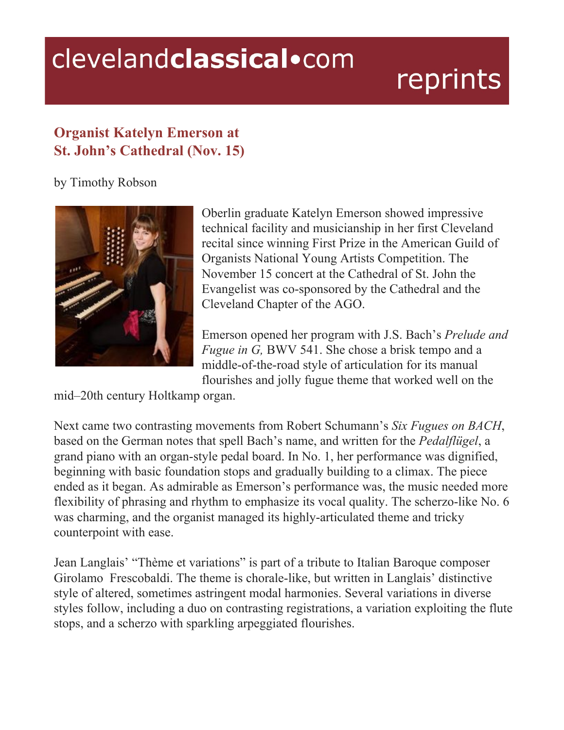# clevelandclassical•com reprints

## Organist Katelyn Emerson at St. John's Cathedral (Nov. 15)

by Timothy Robson

Oberlin graduate Katelyn Emerson showed impressive technical facility and musicianship in her first Cleveland recital since winning First Prize in the American Guild of Organists National Young Artists Competition. The November 15 concert at the Cathedral of St. John the Evangelist was co-sponsored by the Cathedral and the Cleveland Chapter of the AGO.

Emerson opened her program with J.S. Bach's *Prelude and Fugue in G,* BWV 541. She chose a brisk tempo and a middle-of-the-road style of articulation for its manual flourishes and jolly fugue theme that worked well on the mid–20th century Holtkamp organ.

Next came two contrasting movements from Robert Schumann's *Six Fugues on BACH*, based on the German notes that spell Bach's name, and written for the *Pedalflügel*, a grand piano with an organ-style pedal board. In No. 1, her performance was dignified, beginning with basic foundation stops and gradually building to a climax. The piece ended as it began. As admirable as Emerson's performance was, the music needed more flexibility of phrasing and rhythm to emphasize its vocal quality. The scherzo-like No. 6 was charming, and the organist managed its highly-articulated theme and tricky counterpoint with ease.

Jean Langlais' "Thème et variations" is part of a tribute to Italian Baroque composer Girolamo Frescobaldi. The theme is chorale-like, but written in Langlais' distinctive style of altered, sometimes astringent modal harmonies. Several variations in diverse styles follow, including a duo on contrasting registrations, a variation exploiting the flute stops, and a scherzo with sparkling arpeggiated flourishes.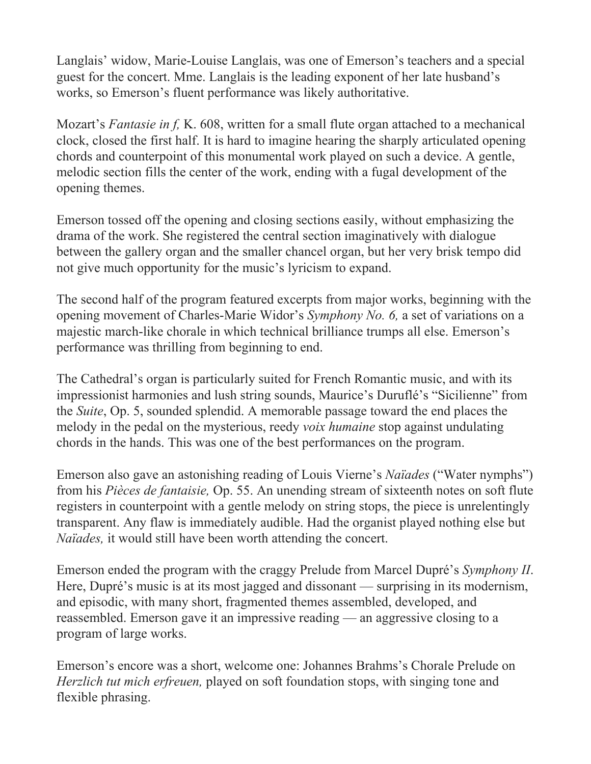Langlais' widow, Marie-Louise Langlais, was one of Emerson's teachers and a special guest for the concert. Mme. Langlais is the leading exponent of her late husband's works, so Emerson's fluent performance was likely authoritative.

Mozart's *Fantasie in f,* K. 608, written for a small flute organ attached to a mechanical clock, closed the first half. It is hard to imagine hearing the sharply articulated opening chords and counterpoint of this monumental work played on such a device. A gentle, melodic section fills the center of the work, ending with a fugal development of the opening themes.

Emerson tossed off the opening and closing sections easily, without emphasizing the drama of the work. She registered the central section imaginatively with dialogue between the gallery organ and the smaller chancel organ, but her very brisk tempo did not give much opportunity for the music's lyricism to expand.

The second half of the program featured excerpts from major works, beginning with the opening movement of Charles-Marie Widor's *Symphony No. 6,* a set of variations on a majestic march-like chorale in which technical brilliance trumps all else. Emerson's performance was thrilling from beginning to end.

The Cathedral's organ is particularly suited for French Romantic music, and with its impressionist harmonies and lush string sounds, Maurice's Duruflé's "Sicilienne" from the *Suite*, Op. 5, sounded splendid. A memorable passage toward the end places the melody in the pedal on the mysterious, reedy *voix humaine* stop against undulating chords in the hands. This was one of the best performances on the program.

Emerson also gave an astonishing reading of Louis Vierne's *Naïades* ("Water nymphs") from his *Pièces de fantaisie,* Op. 55. An unending stream of sixteenth notes on soft flute registers in counterpoint with a gentle melody on string stops, the piece is unrelentingly transparent. Any flaw is immediately audible. Had the organist played nothing else but *Naïades,* it would still have been worth attending the concert.

Emerson ended the program with the craggy Prelude from Marcel Dupré's *Symphony II*. Here, Dupré's music is at its most jagged and dissonant — surprising in its modernism, and episodic, with many short, fragmented themes assembled, developed, and reassembled. Emerson gave it an impressive reading — an aggressive closing to a program of large works.

Emerson's encore was a short, welcome one: Johannes Brahms's Chorale Prelude on *Herzlich tut mich erfreuen,* played on soft foundation stops, with singing tone and flexible phrasing.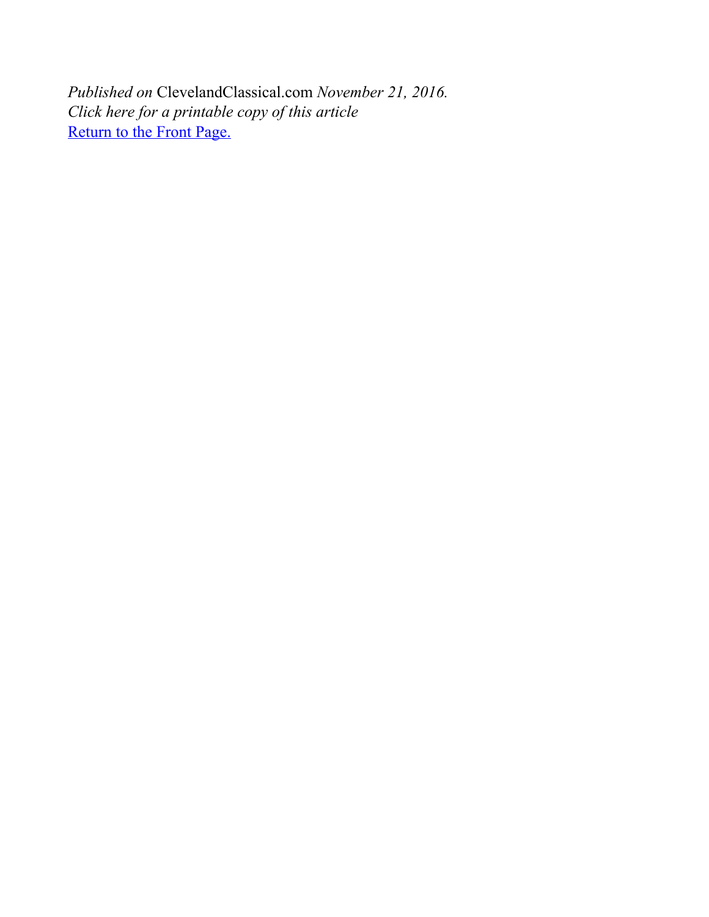*Published on* ClevelandClassical.com *November 21, 2016.*
*Click here for a printable copy of this article*
Return to the Front Page.